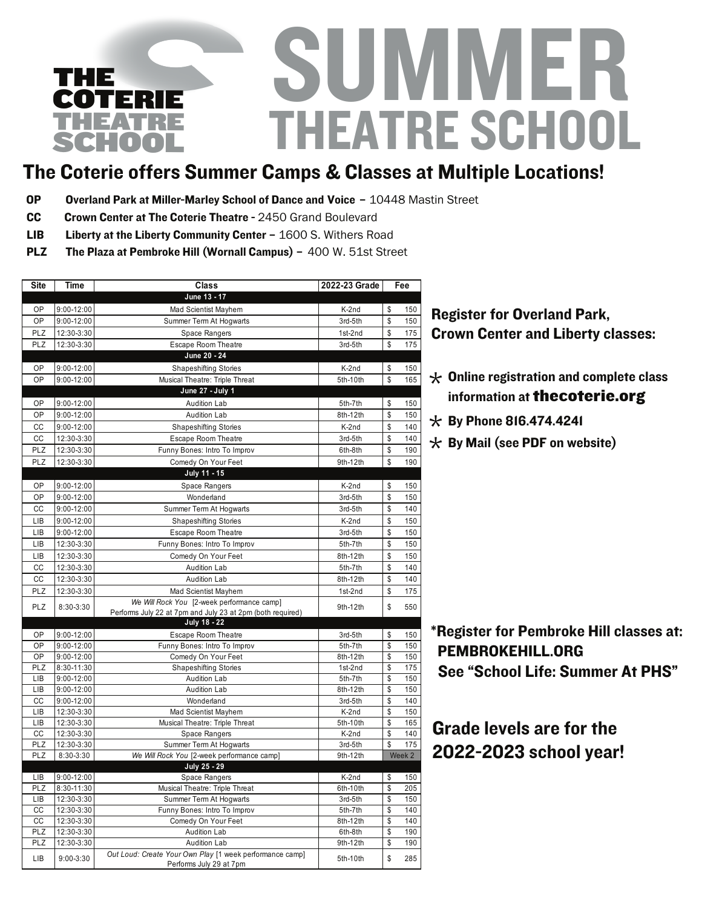# THE COTERIE THEATRE SCHOOL

# SUMMER THEATRE SCHOOL

## The Coterie offers Summer Camps & Classes at Multiple Locations!

- **OP** **Overland Park at Miller-Marley School of Dance and Voice** – 10448 Mastin Street
- **CC** **Crown Center at The Coterie Theatre** - 2450 Grand Boulevard
- **LIB** **Liberty at the Liberty Community Center** – 1600 S. Withers Road
- **PLZ** **The Plaza at Pembroke Hill (Wornall Campus)** – 400 W. 51st Street

| Site | Time | Class | 2022-23 Grade | Fee |
|---|---|---|---|---|
| | | **June 13 - 17** | | |
| OP | 9:00-12:00 | Mad Scientist Mayhem | K-2nd | $ 150 |
| OP | 9:00-12:00 | Summer Term At Hogwarts | 3rd-5th | $ 150 |
| PLZ | 12:30-3:30 | Space Rangers | 1st-2nd | $ 175 |
| PLZ | 12:30-3:30 | Escape Room Theatre | 3rd-5th | $ 175 |
| | | **June 20 - 24** | | |
| OP | 9:00-12:00 | Shapeshifting Stories | K-2nd | $ 150 |
| OP | 9:00-12:00 | Musical Theatre: Triple Threat | 5th-10th | $ 165 |
| | | **June 27 - July 1** | | |
| OP | 9:00-12:00 | Audition Lab | 5th-7th | $ 150 |
| OP | 9:00-12:00 | Audition Lab | 8th-12th | $ 150 |
| CC | 9:00-12:00 | Shapeshifting Stories | K-2nd | $ 140 |
| CC | 12:30-3:30 | Escape Room Theatre | 3rd-5th | $ 140 |
| PLZ | 12:30-3:30 | Funny Bones: Intro To Improv | 6th-8th | $ 190 |
| PLZ | 12:30-3:30 | Comedy On Your Feet | 9th-12th | $ 190 |
| | | **July 11 - 15** | | |
| OP | 9:00-12:00 | Space Rangers | K-2nd | $ 150 |
| OP | 9:00-12:00 | Wonderland | 3rd-5th | $ 150 |
| CC | 9:00-12:00 | Summer Term At Hogwarts | 3rd-5th | $ 140 |
| LIB | 9:00-12:00 | Shapeshifting Stories | K-2nd | $ 150 |
| LIB | 9:00-12:00 | Escape Room Theatre | 3rd-5th | $ 150 |
| LIB | 12:30-3:30 | Funny Bones: Intro To Improv | 5th-7th | $ 150 |
| LIB | 12:30-3:30 | Comedy On Your Feet | 8th-12th | $ 150 |
| CC | 12:30-3:30 | Audition Lab | 5th-7th | $ 140 |
| CC | 12:30-3:30 | Audition Lab | 8th-12th | $ 140 |
| PLZ | 12:30-3:30 | Mad Scientist Mayhem | 1st-2nd | $ 175 |
| PLZ | 8:30-3:30 | *We Will Rock You* [2-week performance camp] Performs July 22 at 7pm and July 23 at 2pm (both required) | 9th-12th | $ 550 |
| | | **July 18 - 22** | | |
| OP | 9:00-12:00 | Escape Room Theatre | 3rd-5th | $ 150 |
| OP | 9:00-12:00 | Funny Bones: Intro To Improv | 5th-7th | $ 150 |
| OP | 9:00-12:00 | Comedy On Your Feet | 8th-12th | $ 150 |
| PLZ | 8:30-11:30 | Shapeshifting Stories | 1st-2nd | $ 175 |
| LIB | 9:00-12:00 | Audition Lab | 5th-7th | $ 150 |
| LIB | 9:00-12:00 | Audition Lab | 8th-12th | $ 150 |
| CC | 9:00-12:00 | Wonderland | 3rd-5th | $ 140 |
| LIB | 12:30-3:30 | Mad Scientist Mayhem | K-2nd | $ 150 |
| LIB | 12:30-3:30 | Musical Theatre: Triple Threat | 5th-10th | $ 165 |
| CC | 12:30-3:30 | Space Rangers | K-2nd | $ 140 |
| PLZ | 12:30-3:30 | Summer Term At Hogwarts | 3rd-5th | $ 175 |
| PLZ | 8:30-3:30 | *We Will Rock You* [2-week performance camp] | 9th-12th | Week 2 |
| | | **July 25 - 29** | | |
| LIB | 9:00-12:00 | Space Rangers | K-2nd | $ 150 |
| PLZ | 8:30-11:30 | Musical Theatre: Triple Threat | 6th-10th | $ 205 |
| LIB | 12:30-3:30 | Summer Term At Hogwarts | 3rd-5th | $ 150 |
| CC | 12:30-3:30 | Funny Bones: Intro To Improv | 5th-7th | $ 140 |
| CC | 12:30-3:30 | Comedy On Your Feet | 8th-12th | $ 140 |
| PLZ | 12:30-3:30 | Audition Lab | 6th-8th | $ 190 |
| PLZ | 12:30-3:30 | Audition Lab | 9th-12th | $ 190 |
| LIB | 9:00-3:30 | *Out Loud: Create Your Own Play* [1 week performance camp] Performs July 29 at 7pm | 5th-10th | $ 285 |

### Register for Overland Park, Crown Center and Liberty classes:

- * **Online registration and complete class information at thecoterie.org**
- * **By Phone 816.474.4241**
- * **By Mail (see PDF on website)**

### *Register for Pembroke Hill classes at: PEMBROKEHILL.ORG See "School Life: Summer At PHS"

### Grade levels are for the 2022-2023 school year!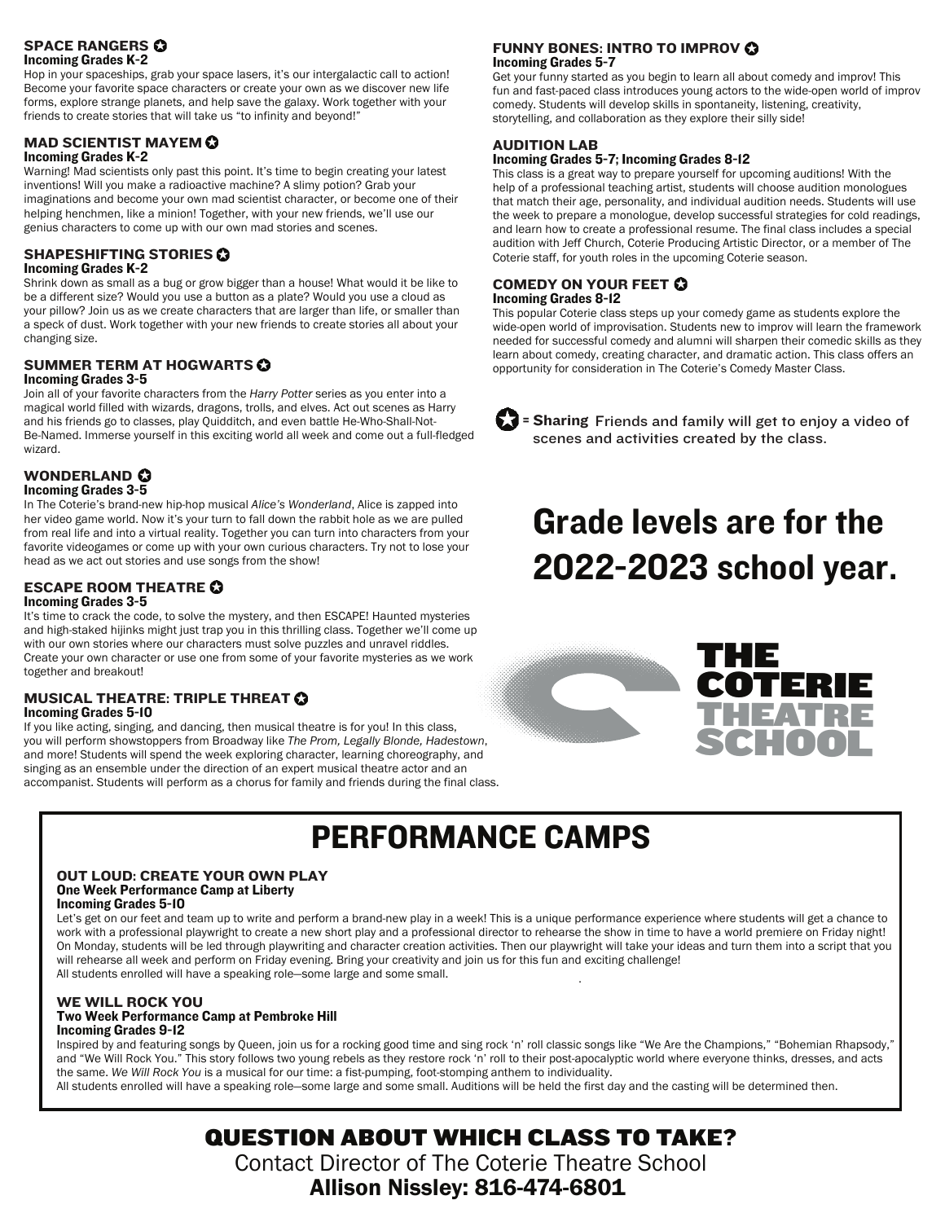### SPACE RANGERS ✪
**Incoming Grades K-2**

Hop in your spaceships, grab your space lasers, it's our intergalactic call to action! Become your favorite space characters or create your own as we discover new life forms, explore strange planets, and help save the galaxy. Work together with your friends to create stories that will take us "to infinity and beyond!"

### MAD SCIENTIST MAYEM ✪
**Incoming Grades K-2**

Warning! Mad scientists only past this point. It's time to begin creating your latest inventions! Will you make a radioactive machine? A slimy potion? Grab your imaginations and become your own mad scientist character, or become one of their helping henchmen, like a minion! Together, with your new friends, we'll use our genius characters to come up with our own mad stories and scenes.

### SHAPESHIFTING STORIES ✪
**Incoming Grades K-2**

Shrink down as small as a bug or grow bigger than a house! What would it be like to be a different size? Would you use a button as a plate? Would you use a cloud as your pillow? Join us as we create characters that are larger than life, or smaller than a speck of dust. Work together with your new friends to create stories all about your changing size.

### SUMMER TERM AT HOGWARTS ✪
**Incoming Grades 3-5**

Join all of your favorite characters from the *Harry Potter* series as you enter into a magical world filled with wizards, dragons, trolls, and elves. Act out scenes as Harry and his friends go to classes, play Quidditch, and even battle He-Who-Shall-Not-Be-Named. Immerse yourself in this exciting world all week and come out a full-fledged wizard.

### WONDERLAND ✪
**Incoming Grades 3-5**

In The Coterie's brand-new hip-hop musical *Alice's Wonderland*, Alice is zapped into her video game world. Now it's your turn to fall down the rabbit hole as we are pulled from real life and into a virtual reality. Together you can turn into characters from your favorite videogames or come up with your own curious characters. Try not to lose your head as we act out stories and use songs from the show!

### ESCAPE ROOM THEATRE ✪
**Incoming Grades 3-5**

It's time to crack the code, to solve the mystery, and then ESCAPE! Haunted mysteries and high-staked hijinks might just trap you in this thrilling class. Together we'll come up with our own stories where our characters must solve puzzles and unravel riddles. Create your own character or use one from some of your favorite mysteries as we work together and breakout!

### MUSICAL THEATRE: TRIPLE THREAT ✪
**Incoming Grades 5-10**

If you like acting, singing, and dancing, then musical theatre is for you! In this class, you will perform showstoppers from Broadway like *The Prom, Legally Blonde, Hadestown*, and more! Students will spend the week exploring character, learning choreography, and singing as an ensemble under the direction of an expert musical theatre actor and an accompanist. Students will perform as a chorus for family and friends during the final class.

### FUNNY BONES: INTRO TO IMPROV ✪
**Incoming Grades 5-7**

Get your funny started as you begin to learn all about comedy and improv! This fun and fast-paced class introduces young actors to the wide-open world of improv comedy. Students will develop skills in spontaneity, listening, creativity, storytelling, and collaboration as they explore their silly side!

### AUDITION LAB
**Incoming Grades 5-7; Incoming Grades 8-12**

This class is a great way to prepare yourself for upcoming auditions! With the help of a professional teaching artist, students will choose audition monologues that match their age, personality, and individual audition needs. Students will use the week to prepare a monologue, develop successful strategies for cold readings, and learn how to create a professional resume. The final class includes a special audition with Jeff Church, Coterie Producing Artistic Director, or a member of The Coterie staff, for youth roles in the upcoming Coterie season.

### COMEDY ON YOUR FEET ✪
**Incoming Grades 8-12**

This popular Coterie class steps up your comedy game as students explore the wide-open world of improvisation. Students new to improv will learn the framework needed for successful comedy and alumni will sharpen their comedic skills as they learn about comedy, creating character, and dramatic action. This class offers an opportunity for consideration in The Coterie's Comedy Master Class.

✪ = **Sharing** Friends and family will get to enjoy a video of scenes and activities created by the class.

## Grade levels are for the 2022-2023 school year.

THE COTERIE THEATRE SCHOOL

# PERFORMANCE CAMPS

### OUT LOUD: CREATE YOUR OWN PLAY
**One Week Performance Camp at Liberty**
**Incoming Grades 5-10**

Let's get on our feet and team up to write and perform a brand-new play in a week! This is a unique performance experience where students will get a chance to work with a professional playwright to create a new short play and a professional director to rehearse the show in time to have a world premiere on Friday night! On Monday, students will be led through playwriting and character creation activities. Then our playwright will take your ideas and turn them into a script that you will rehearse all week and perform on Friday evening. Bring your creativity and join us for this fun and exciting challenge!
All students enrolled will have a speaking role—some large and some small.

### WE WILL ROCK YOU
**Two Week Performance Camp at Pembroke Hill**
**Incoming Grades 9-12**

Inspired by and featuring songs by Queen, join us for a rocking good time and sing rock 'n' roll classic songs like "We Are the Champions," "Bohemian Rhapsody," and "We Will Rock You." This story follows two young rebels as they restore rock 'n' roll to their post-apocalyptic world where everyone thinks, dresses, and acts the same. *We Will Rock You* is a musical for our time: a fist-pumping, foot-stomping anthem to individuality.
All students enrolled will have a speaking role—some large and some small. Auditions will be held the first day and the casting will be determined then.

## QUESTION ABOUT WHICH CLASS TO TAKE?

Contact Director of The Coterie Theatre School
**Allison Nissley: 816-474-6801**